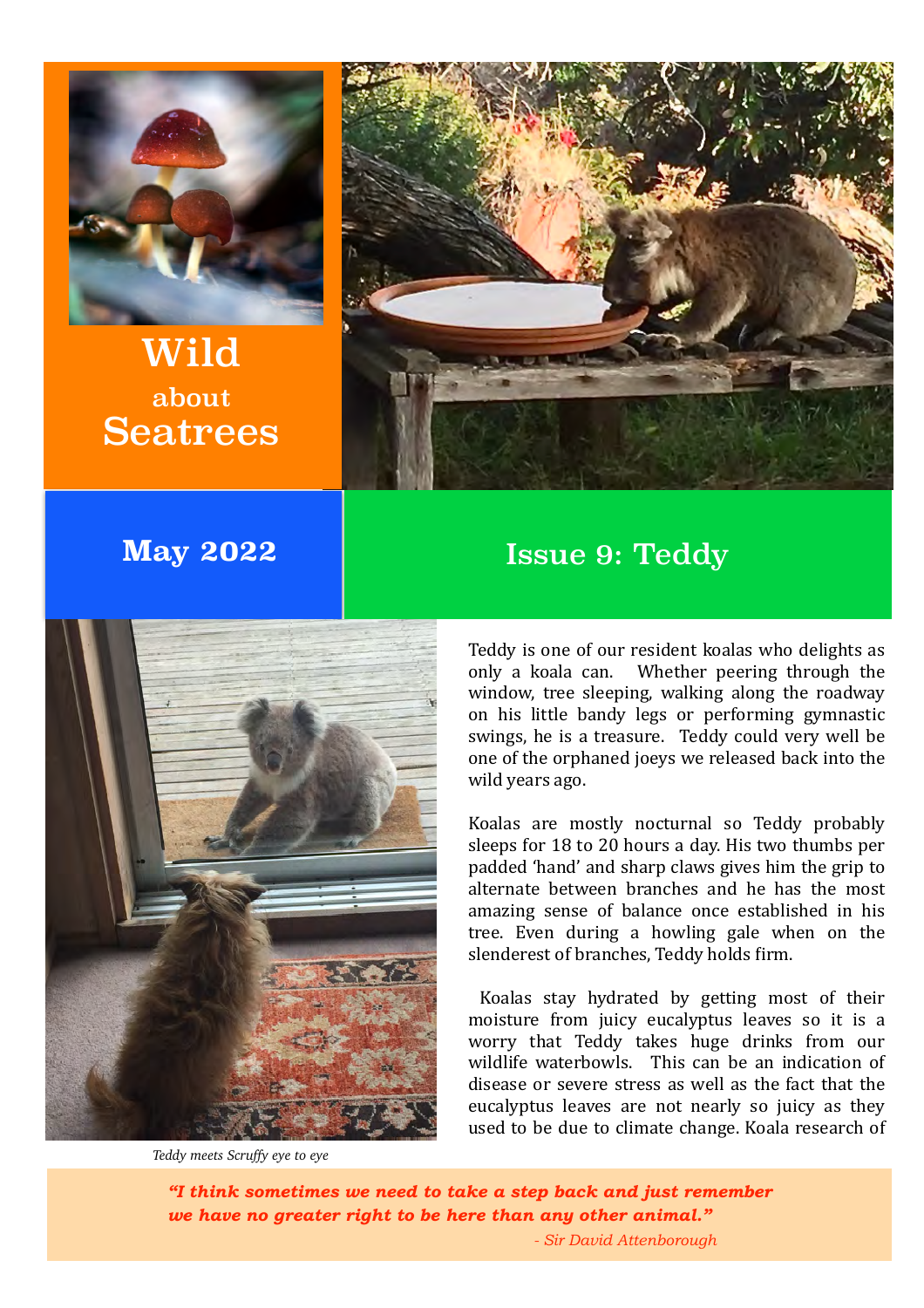# Wild about Seatrees

## May 2022

## Issue 9: Teddy

Teddy meets Scruffy eye to eye

Teddy is one of our resident koalas who delights as only a koala can. Whether peering through the window, tree sleeping, walking along the roadway on his little bandy legs or performing gymnastic swings, he is a treasure. Teddy could very well be one of the orphaned joeys we released back into the wild years ago.

Koalas are mostly nocturnal so Teddy probably sleeps for 18 to 20 hours a day. His two thumbs per padded 'hand' and sharp claws gives him the grip to alternate between branches and he has the most amazing sense of balance once established in his tree. Even during a howling gale when on the slenderest of branches, Teddy holds firm.

Koalas stay hydrated by getting most of their moisture from juicy eucalyptus leaves so it is a worry that Teddy takes huge drinks from our wildlife waterbowls. This can be an indication of disease or severe stress as well as the fact that the eucalyptus leaves are not nearly so juicy as they used to be due to climate change. Koala research of

> ***"I think sometimes we need to take a step back and just remember we have no greater right to be here than any other animal."***
>
> *- Sir David Attenborough*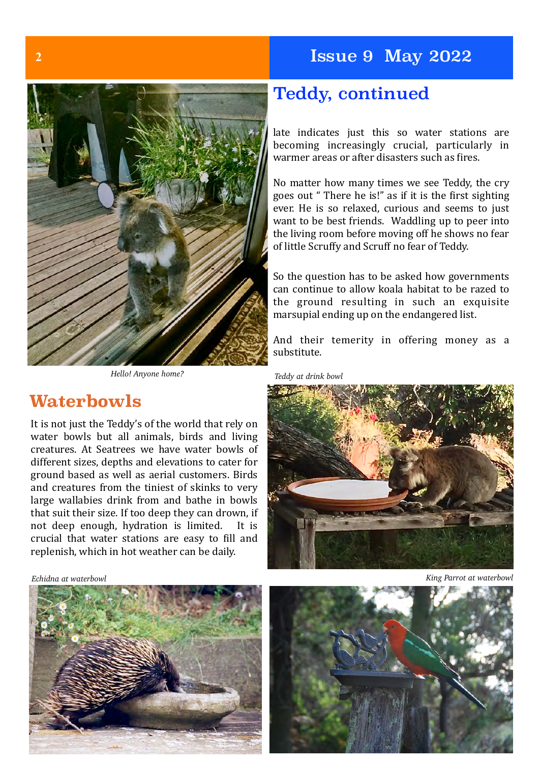## Teddy, continued

late indicates just this so water stations are becoming increasingly crucial, particularly in warmer areas or after disasters such as fires.

No matter how many times we see Teddy, the cry goes out " There he is!" as if it is the first sighting ever. He is so relaxed, curious and seems to just want to be best friends. Waddling up to peer into the living room before moving off he shows no fear of little Scruffy and Scruff no fear of Teddy.

So the question has to be asked how governments can continue to allow koala habitat to be razed to the ground resulting in such an exquisite marsupial ending up on the endangered list.

And their temerity in offering money as a substitute.

*Hello! Anyone home?*

*Teddy at drink bowl*

## Waterbowls

It is not just the Teddy's of the world that rely on water bowls but all animals, birds and living creatures. At Seatrees we have water bowls of different sizes, depths and elevations to cater for ground based as well as aerial customers. Birds and creatures from the tiniest of skinks to very large wallabies drink from and bathe in bowls that suit their size. If too deep they can drown, if not deep enough, hydration is limited. It is crucial that water stations are easy to fill and replenish, which in hot weather can be daily.

*Echidna at waterbowl*

*King Parrot at waterbowl*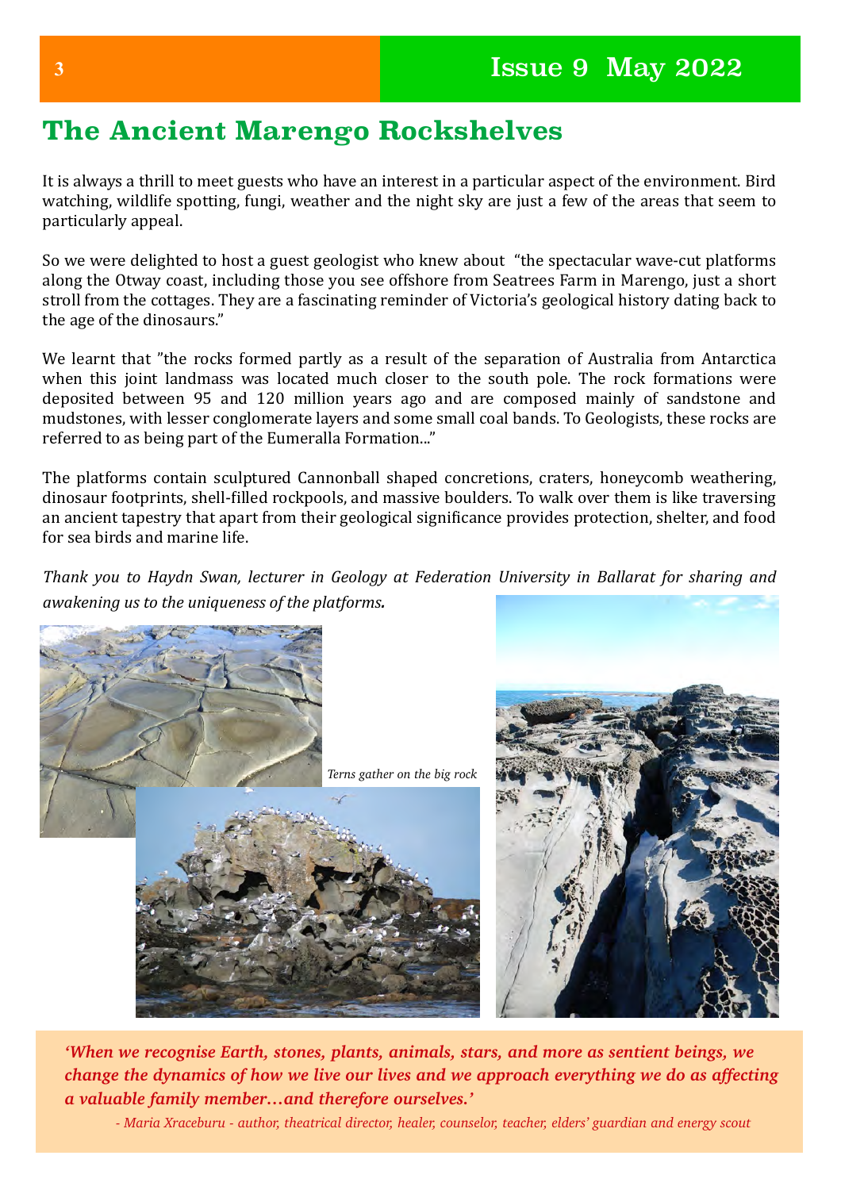# The Ancient Marengo Rockshelves

It is always a thrill to meet guests who have an interest in a particular aspect of the environment. Bird watching, wildlife spotting, fungi, weather and the night sky are just a few of the areas that seem to particularly appeal.

So we were delighted to host a guest geologist who knew about "the spectacular wave-cut platforms along the Otway coast, including those you see offshore from Seatrees Farm in Marengo, just a short stroll from the cottages. They are a fascinating reminder of Victoria's geological history dating back to the age of the dinosaurs."

We learnt that "the rocks formed partly as a result of the separation of Australia from Antarctica when this joint landmass was located much closer to the south pole. The rock formations were deposited between 95 and 120 million years ago and are composed mainly of sandstone and mudstones, with lesser conglomerate layers and some small coal bands. To Geologists, these rocks are referred to as being part of the Eumeralla Formation..."

The platforms contain sculptured Cannonball shaped concretions, craters, honeycomb weathering, dinosaur footprints, shell-filled rockpools, and massive boulders. To walk over them is like traversing an ancient tapestry that apart from their geological significance provides protection, shelter, and food for sea birds and marine life.

*Thank you to Haydn Swan, lecturer in Geology at Federation University in Ballarat for sharing and awakening us to the uniqueness of the platforms.*

*Terns gather on the big rock*

***'When we recognise Earth, stones, plants, animals, stars, and more as sentient beings, we change the dynamics of how we live our lives and we approach everything we do as affecting a valuable family member…and therefore ourselves.'***

*- Maria Xraceburu - author, theatrical director, healer, counselor, teacher, elders' guardian and energy scout*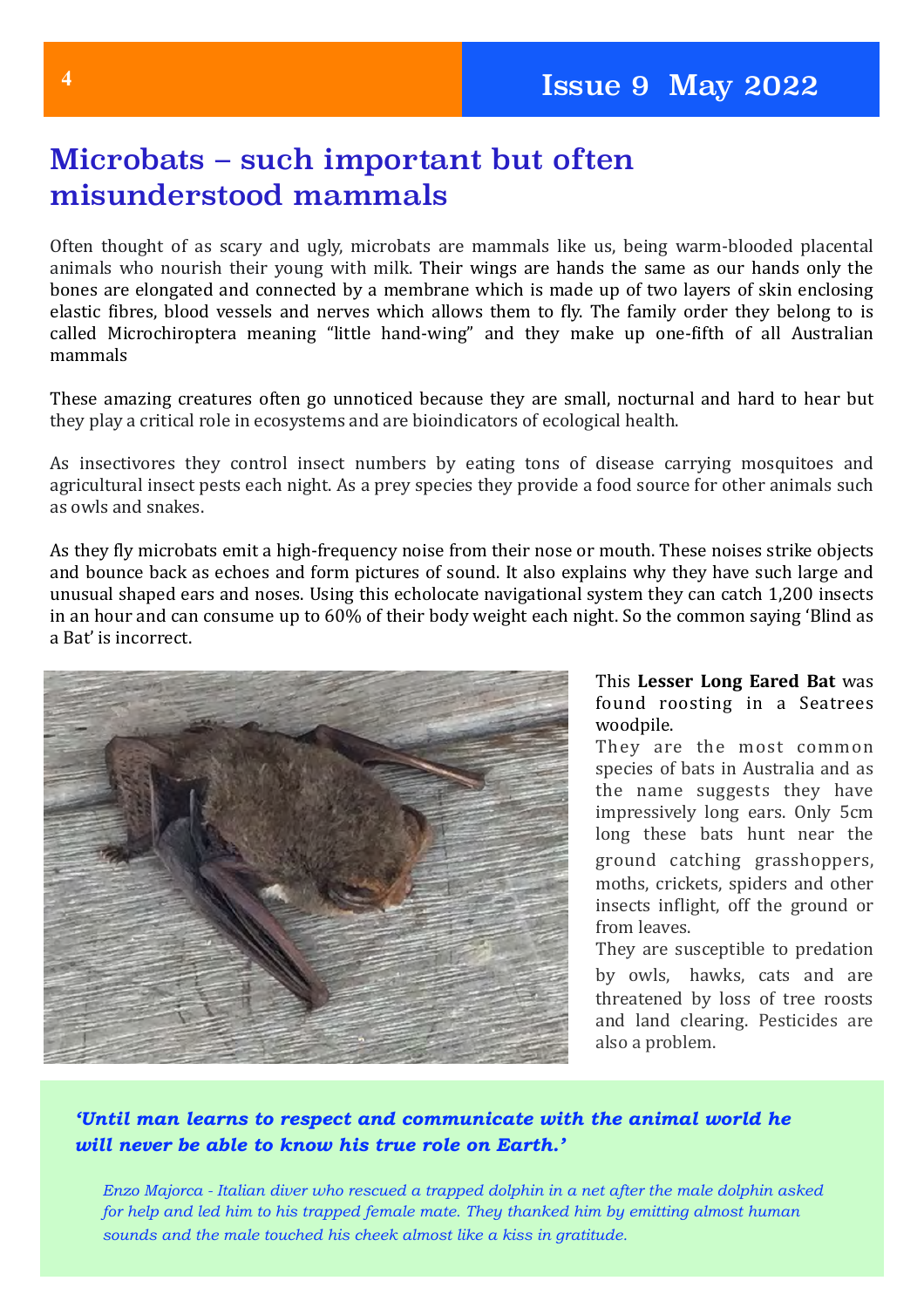# Microbats – such important but often misunderstood mammals

Often thought of as scary and ugly, microbats are mammals like us, being warm-blooded placental animals who nourish their young with milk. Their wings are hands the same as our hands only the bones are elongated and connected by a membrane which is made up of two layers of skin enclosing elastic fibres, blood vessels and nerves which allows them to fly. The family order they belong to is called Microchiroptera meaning "little hand-wing" and they make up one-fifth of all Australian mammals

These amazing creatures often go unnoticed because they are small, nocturnal and hard to hear but they play a critical role in ecosystems and are bioindicators of ecological health.

As insectivores they control insect numbers by eating tons of disease carrying mosquitoes and agricultural insect pests each night. As a prey species they provide a food source for other animals such as owls and snakes.

As they fly microbats emit a high-frequency noise from their nose or mouth. These noises strike objects and bounce back as echoes and form pictures of sound. It also explains why they have such large and unusual shaped ears and noses. Using this echolocate navigational system they can catch 1,200 insects in an hour and can consume up to 60% of their body weight each night. So the common saying 'Blind as a Bat' is incorrect.

This **Lesser Long Eared Bat** was found roosting in a Seatrees woodpile.

They are the most common species of bats in Australia and as the name suggests they have impressively long ears. Only 5cm long these bats hunt near the ground catching grasshoppers, moths, crickets, spiders and other insects inflight, off the ground or from leaves.

They are susceptible to predation by owls, hawks, cats and are threatened by loss of tree roosts and land clearing. Pesticides are also a problem.

***'Until man learns to respect and communicate with the animal world he will never be able to know his true role on Earth.'***

*Enzo Majorca - Italian diver who rescued a trapped dolphin in a net after the male dolphin asked for help and led him to his trapped female mate. They thanked him by emitting almost human sounds and the male touched his cheek almost like a kiss in gratitude.*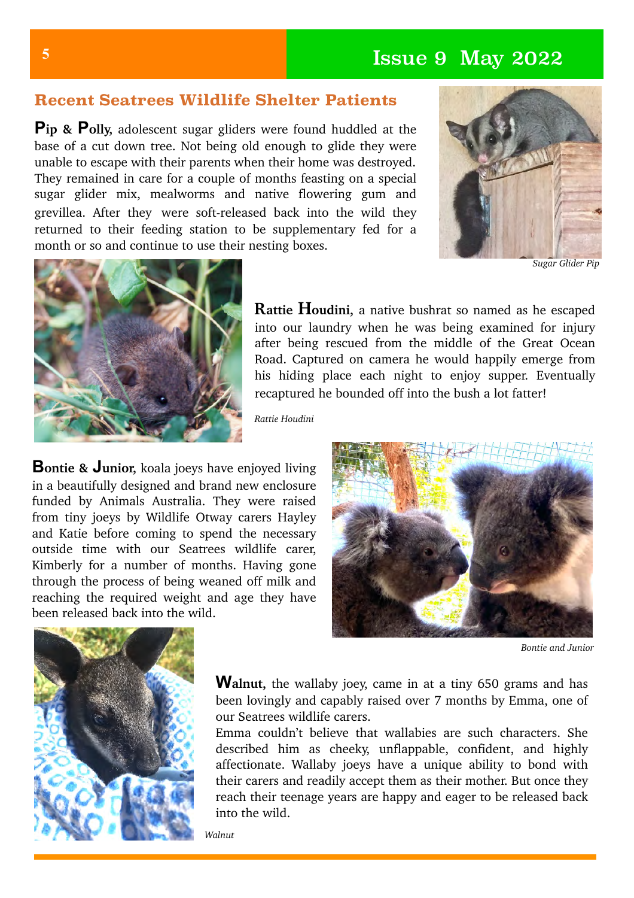## Recent Seatrees Wildlife Shelter Patients

**Pip & Polly,** adolescent sugar gliders were found huddled at the base of a cut down tree. Not being old enough to glide they were unable to escape with their parents when their home was destroyed. They remained in care for a couple of months feasting on a special sugar glider mix, mealworms and native flowering gum and grevillea. After they were soft-released back into the wild they returned to their feeding station to be supplementary fed for a month or so and continue to use their nesting boxes.

*Sugar Glider Pip*

**Rattie Houdini,** a native bushrat so named as he escaped into our laundry when he was being examined for injury after being rescued from the middle of the Great Ocean Road. Captured on camera he would happily emerge from his hiding place each night to enjoy supper. Eventually recaptured he bounded off into the bush a lot fatter!

*Rattie Houdini*

**Bontie & Junior,** koala joeys have enjoyed living in a beautifully designed and brand new enclosure funded by Animals Australia. They were raised from tiny joeys by Wildlife Otway carers Hayley and Katie before coming to spend the necessary outside time with our Seatrees wildlife carer, Kimberly for a number of months. Having gone through the process of being weaned off milk and reaching the required weight and age they have been released back into the wild.

*Bontie and Junior*

**Walnut,** the wallaby joey, came in at a tiny 650 grams and has been lovingly and capably raised over 7 months by Emma, one of our Seatrees wildlife carers.

Emma couldn't believe that wallabies are such characters. She described him as cheeky, unflappable, confident, and highly affectionate. Wallaby joeys have a unique ability to bond with their carers and readily accept them as their mother. But once they reach their teenage years are happy and eager to be released back into the wild.

*Walnut*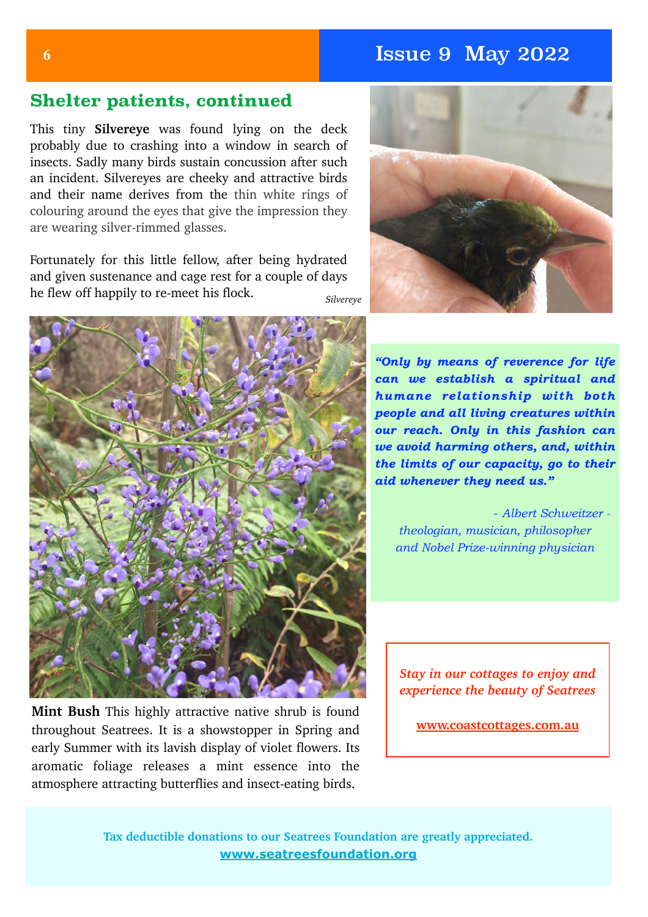## Shelter patients, continued

This tiny **Silvereye** was found lying on the deck probably due to crashing into a window in search of insects. Sadly many birds sustain concussion after such an incident. Silvereyes are cheeky and attractive birds and their name derives from the thin white rings of colouring around the eyes that give the impression they are wearing silver-rimmed glasses.

Fortunately for this little fellow, after being hydrated and given sustenance and cage rest for a couple of days he flew off happily to re-meet his flock.

*Silvereye*

**Mint Bush** This highly attractive native shrub is found throughout Seatrees. It is a showstopper in Spring and early Summer with its lavish display of violet flowers. Its aromatic foliage releases a mint essence into the atmosphere attracting butterflies and insect-eating birds.

***"Only by means of reverence for life can we establish a spiritual and humane relationship with both people and all living creatures within our reach. Only in this fashion can we avoid harming others, and, within the limits of our capacity, go to their aid whenever they need us."***

*- Albert Schweitzer - theologian, musician, philosopher and Nobel Prize-winning physician*

*Stay in our cottages to enjoy and experience the beauty of Seatrees*

**www.coastcottages.com.au**

**Tax deductible donations to our Seatrees Foundation are greatly appreciated.**
**www.seatreesfoundation.org**